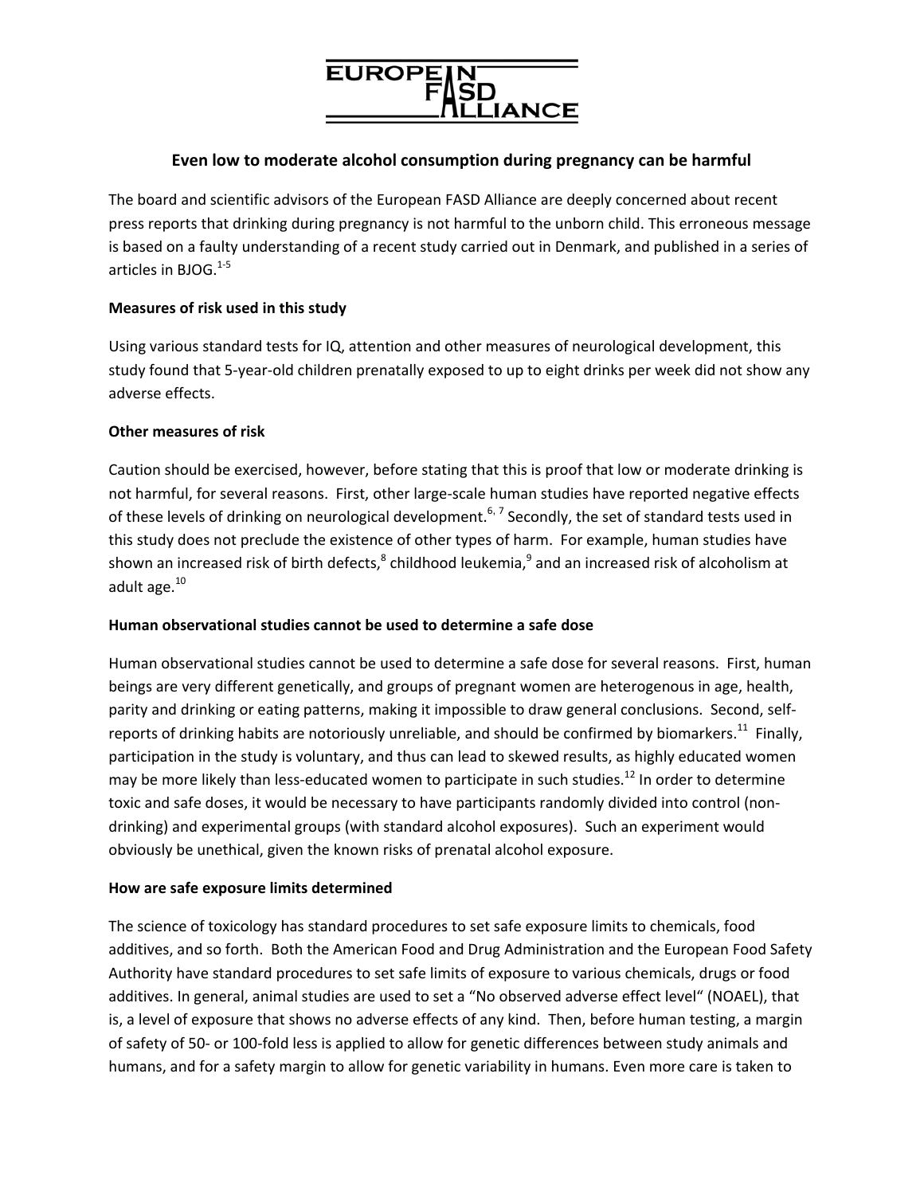EUROPEAN FASD ALLIANCE

## Even low to moderate alcohol consumption during pregnancy can be harmful

The board and scientific advisors of the European FASD Alliance are deeply concerned about recent press reports that drinking during pregnancy is not harmful to the unborn child. This erroneous message is based on a faulty understanding of a recent study carried out in Denmark, and published in a series of articles in BJOG.[1-5]

**Measures of risk used in this study**

Using various standard tests for IQ, attention and other measures of neurological development, this study found that 5-year-old children prenatally exposed to up to eight drinks per week did not show any adverse effects.

**Other measures of risk**

Caution should be exercised, however, before stating that this is proof that low or moderate drinking is not harmful, for several reasons. First, other large-scale human studies have reported negative effects of these levels of drinking on neurological development.[6, 7] Secondly, the set of standard tests used in this study does not preclude the existence of other types of harm. For example, human studies have shown an increased risk of birth defects,[8] childhood leukemia,[9] and an increased risk of alcoholism at adult age.[10]

**Human observational studies cannot be used to determine a safe dose**

Human observational studies cannot be used to determine a safe dose for several reasons. First, human beings are very different genetically, and groups of pregnant women are heterogenous in age, health, parity and drinking or eating patterns, making it impossible to draw general conclusions. Second, self-reports of drinking habits are notoriously unreliable, and should be confirmed by biomarkers.[11] Finally, participation in the study is voluntary, and thus can lead to skewed results, as highly educated women may be more likely than less-educated women to participate in such studies.[12] In order to determine toxic and safe doses, it would be necessary to have participants randomly divided into control (non-drinking) and experimental groups (with standard alcohol exposures). Such an experiment would obviously be unethical, given the known risks of prenatal alcohol exposure.

**How are safe exposure limits determined**

The science of toxicology has standard procedures to set safe exposure limits to chemicals, food additives, and so forth. Both the American Food and Drug Administration and the European Food Safety Authority have standard procedures to set safe limits of exposure to various chemicals, drugs or food additives. In general, animal studies are used to set a "No observed adverse effect level" (NOAEL), that is, a level of exposure that shows no adverse effects of any kind. Then, before human testing, a margin of safety of 50- or 100-fold less is applied to allow for genetic differences between study animals and humans, and for a safety margin to allow for genetic variability in humans. Even more care is taken to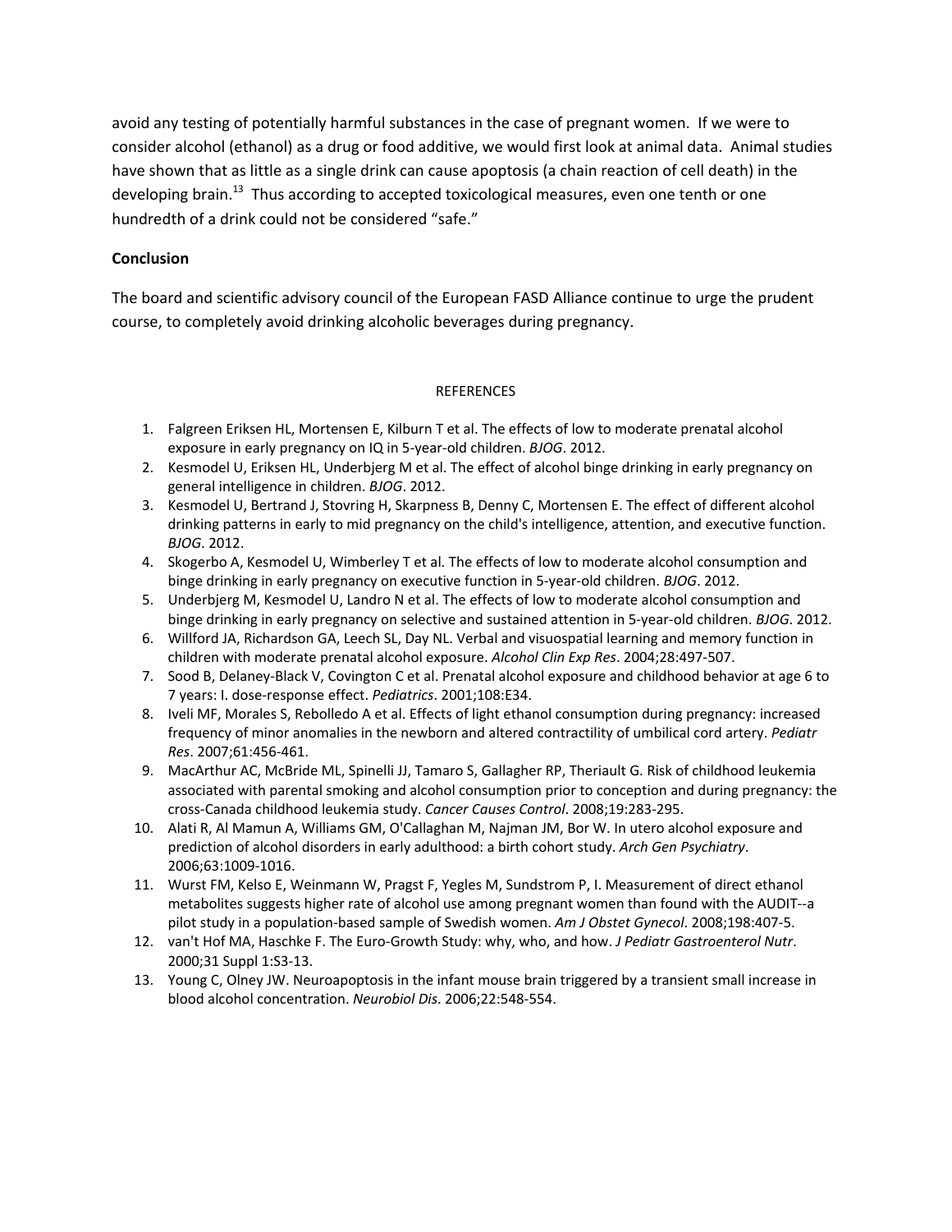avoid any testing of potentially harmful substances in the case of pregnant women. If we were to consider alcohol (ethanol) as a drug or food additive, we would first look at animal data. Animal studies have shown that as little as a single drink can cause apoptosis (a chain reaction of cell death) in the developing brain.[13] Thus according to accepted toxicological measures, even one tenth or one hundredth of a drink could not be considered "safe."

**Conclusion**

The board and scientific advisory council of the European FASD Alliance continue to urge the prudent course, to completely avoid drinking alcoholic beverages during pregnancy.

REFERENCES

1. Falgreen Eriksen HL, Mortensen E, Kilburn T et al. The effects of low to moderate prenatal alcohol exposure in early pregnancy on IQ in 5-year-old children. *BJOG*. 2012.
2. Kesmodel U, Eriksen HL, Underbjerg M et al. The effect of alcohol binge drinking in early pregnancy on general intelligence in children. *BJOG*. 2012.
3. Kesmodel U, Bertrand J, Stovring H, Skarpness B, Denny C, Mortensen E. The effect of different alcohol drinking patterns in early to mid pregnancy on the child's intelligence, attention, and executive function. *BJOG*. 2012.
4. Skogerbo A, Kesmodel U, Wimberley T et al. The effects of low to moderate alcohol consumption and binge drinking in early pregnancy on executive function in 5-year-old children. *BJOG*. 2012.
5. Underbjerg M, Kesmodel U, Landro N et al. The effects of low to moderate alcohol consumption and binge drinking in early pregnancy on selective and sustained attention in 5-year-old children. *BJOG*. 2012.
6. Willford JA, Richardson GA, Leech SL, Day NL. Verbal and visuospatial learning and memory function in children with moderate prenatal alcohol exposure. *Alcohol Clin Exp Res*. 2004;28:497-507.
7. Sood B, Delaney-Black V, Covington C et al. Prenatal alcohol exposure and childhood behavior at age 6 to 7 years: I. dose-response effect. *Pediatrics*. 2001;108:E34.
8. Iveli MF, Morales S, Rebolledo A et al. Effects of light ethanol consumption during pregnancy: increased frequency of minor anomalies in the newborn and altered contractility of umbilical cord artery. *Pediatr Res*. 2007;61:456-461.
9. MacArthur AC, McBride ML, Spinelli JJ, Tamaro S, Gallagher RP, Theriault G. Risk of childhood leukemia associated with parental smoking and alcohol consumption prior to conception and during pregnancy: the cross-Canada childhood leukemia study. *Cancer Causes Control*. 2008;19:283-295.
10. Alati R, Al Mamun A, Williams GM, O'Callaghan M, Najman JM, Bor W. In utero alcohol exposure and prediction of alcohol disorders in early adulthood: a birth cohort study. *Arch Gen Psychiatry*. 2006;63:1009-1016.
11. Wurst FM, Kelso E, Weinmann W, Pragst F, Yegles M, Sundstrom P, I. Measurement of direct ethanol metabolites suggests higher rate of alcohol use among pregnant women than found with the AUDIT--a pilot study in a population-based sample of Swedish women. *Am J Obstet Gynecol*. 2008;198:407-5.
12. van't Hof MA, Haschke F. The Euro-Growth Study: why, who, and how. *J Pediatr Gastroenterol Nutr*. 2000;31 Suppl 1:S3-13.
13. Young C, Olney JW. Neuroapoptosis in the infant mouse brain triggered by a transient small increase in blood alcohol concentration. *Neurobiol Dis*. 2006;22:548-554.